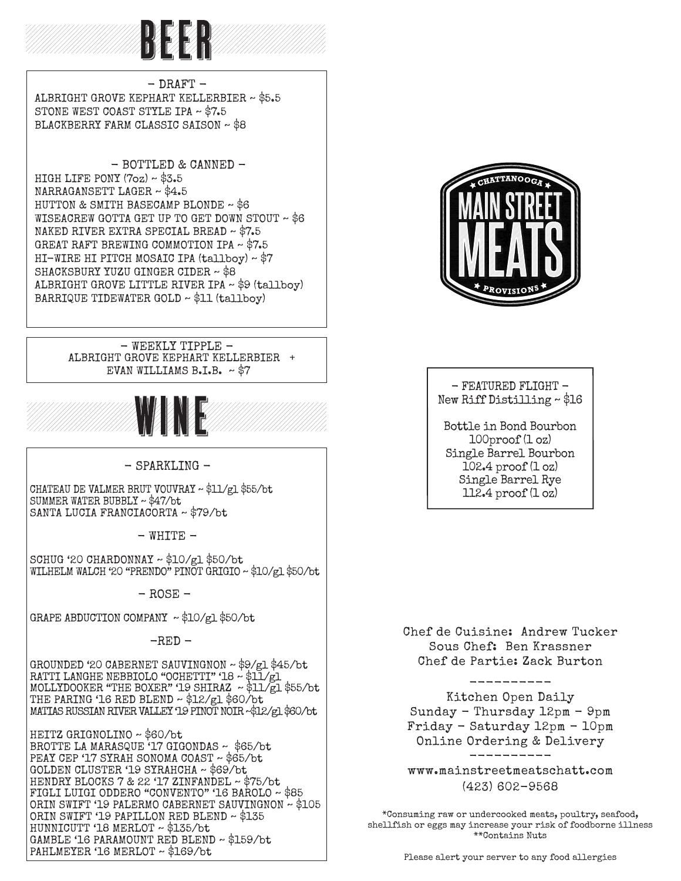# BEER

## - DRAFT -

ALBRIGHT GROVE KEPHART KELLERBIER ~ $5.5
STONE WEST COAST STYLE IPA ~ $7.5
BLACKBERRY FARM CLASSIC SAISON ~ $8

## - BOTTLED & CANNED -

HIGH LIFE PONY (7oz) ~ $3.5
NARRAGANSETT LAGER ~ $4.5
HUTTON & SMITH BASECAMP BLONDE ~ $6
WISEACREW GOTTA GET UP TO GET DOWN STOUT ~ $6
NAKED RIVER EXTRA SPECIAL BREAD ~ $7.5
GREAT RAFT BREWING COMMOTION IPA ~ $7.5
HI-WIRE HI PITCH MOSAIC IPA (tallboy) ~ $7
SHACKSBURY YUZU GINGER CIDER ~ $8
ALBRIGHT GROVE LITTLE RIVER IPA ~ $9 (tallboy)
BARRIQUE TIDEWATER GOLD ~ $11 (tallboy)

## - WEEKLY TIPPLE -

ALBRIGHT GROVE KEPHART KELLERBIER +
EVAN WILLIAMS B.I.B. ~ $7

# WINE

## - SPARKLING -

CHATEAU DE VALMER BRUT VOUVRAY ~ $11/gl $55/bt
SUMMER WATER BUBBLY ~ $47/bt
SANTA LUCIA FRANCIACORTA ~ $79/bt

## - WHITE -

SCHUG '20 CHARDONNAY ~ $10/gl $50/bt
WILHELM WALCH '20 "PRENDO" PINOT GRIGIO ~ $10/gl $50/bt

## - ROSE -

GRAPE ABDUCTION COMPANY ~ $10/gl $50/bt

## -RED -

GROUNDED '20 CABERNET SAUVINGNON ~ $9/gl $45/bt
RATTI LANGHE NEBBIOLO "OCHETTI" '18 ~ $11/gl
MOLLYDOOKER "THE BOXER" '19 SHIRAZ ~ $11/gl $55/bt
THE PARING '16 RED BLEND ~ $12/gl $60/bt
MATIAS RUSSIAN RIVER VALLEY '19 PINOT NOIR ~$12/gl $60/bt

HEITZ GRIGNOLINO ~ $60/bt
BROTTE LA MARASQUE '17 GIGONDAS ~ $65/bt
PEAY CEP '17 SYRAH SONOMA COAST ~ $65/bt
GOLDEN CLUSTER '19 SYRAHCHA ~ $69/bt
HENDRY BLOCKS 7 & 22 '17 ZINFANDEL ~ $75/bt
FIGLI LUIGI ODDERO "CONVENTO" '16 BAROLO ~ $85
ORIN SWIFT '19 PALERMO CABERNET SAUVINGNON ~ $105
ORIN SWIFT '19 PAPILLON RED BLEND ~ $135
HUNNICUTT '18 MERLOT ~ $135/bt
GAMBLE '16 PARAMOUNT RED BLEND ~ $159/bt
PAHLMEYER '16 MERLOT ~ $169/bt

CHATTANOOGA
MAIN STREET MEATS
PROVISIONS

## - FEATURED FLIGHT -

New Riff Distilling ~ $16

Bottle in Bond Bourbon
100proof (1 oz)
Single Barrel Bourbon
102.4 proof (1 oz)
Single Barrel Rye
112.4 proof (1 oz)

Chef de Cuisine: Andrew Tucker
Sous Chef: Ben Krassner
Chef de Partie: Zack Burton

----------

Kitchen Open Daily
Sunday - Thursday 12pm - 9pm
Friday - Saturday 12pm - 10pm
Online Ordering & Delivery

----------

www.mainstreetmeatschatt.com
(423) 602-9568

*Consuming raw or undercooked meats, poultry, seafood, shellfish or eggs may increase your risk of foodborne illness
**Contains Nuts

Please alert your server to any food allergies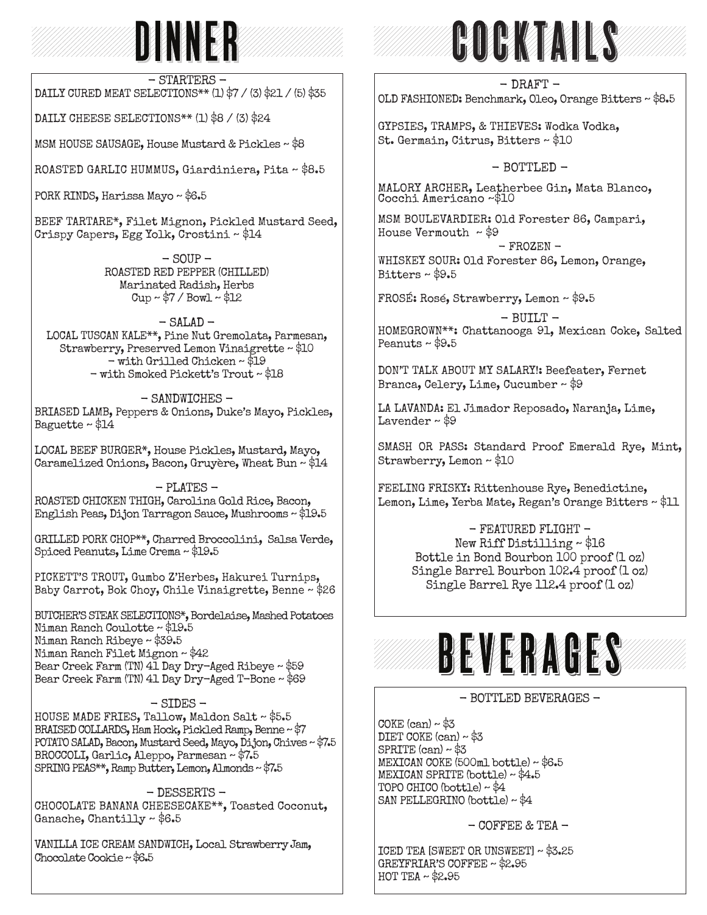# DINNER

## – STARTERS –

DAILY CURED MEAT SELECTIONS** (1) $7 / (3) $21 / (5) $35

DAILY CHEESE SELECTIONS** (1) $8 / (3) $24

MSM HOUSE SAUSAGE, House Mustard & Pickles ~ $8

ROASTED GARLIC HUMMUS, Giardiniera, Pita ~ $8.5

PORK RINDS, Harissa Mayo ~ $6.5

BEEF TARTARE*, Filet Mignon, Pickled Mustard Seed, Crispy Capers, Egg Yolk, Crostini ~ $14

## – SOUP –

ROASTED RED PEPPER (CHILLED)
Marinated Radish, Herbs
Cup ~ $7 / Bowl ~ $12

## – SALAD –

LOCAL TUSCAN KALE**, Pine Nut Gremolata, Parmesan, Strawberry, Preserved Lemon Vinaigrette ~ $10
– with Grilled Chicken ~ $19
– with Smoked Pickett's Trout ~ $18

## – SANDWICHES –

BRIASED LAMB, Peppers & Onions, Duke's Mayo, Pickles, Baguette ~ $14

LOCAL BEEF BURGER*, House Pickles, Mustard, Mayo, Caramelized Onions, Bacon, Gruyère, Wheat Bun ~ $14

## – PLATES –

ROASTED CHICKEN THIGH, Carolina Gold Rice, Bacon, English Peas, Dijon Tarragon Sauce, Mushrooms ~ $19.5

GRILLED PORK CHOP**, Charred Broccolini, Salsa Verde, Spiced Peanuts, Lime Crema ~ $19.5

PICKETT'S TROUT, Gumbo Z'Herbes, Hakurei Turnips, Baby Carrot, Bok Choy, Chile Vinaigrette, Benne ~ $26

BUTCHER'S STEAK SELECTIONS*, Bordelaise, Mashed Potatoes
Niman Ranch Coulotte ~ $19.5
Niman Ranch Ribeye ~ $39.5
Niman Ranch Filet Mignon ~ $42
Bear Creek Farm (TN) 41 Day Dry-Aged Ribeye ~ $59
Bear Creek Farm (TN) 41 Day Dry-Aged T-Bone ~ $69

## – SIDES –

HOUSE MADE FRIES, Tallow, Maldon Salt ~ $5.5
BRAISED COLLARDS, Ham Hock, Pickled Ramp, Benne ~ $7
POTATO SALAD, Bacon, Mustard Seed, Mayo, Dijon, Chives ~ $7.5
BROCCOLI, Garlic, Aleppo, Parmesan ~ $7.5
SPRING PEAS**, Ramp Butter, Lemon, Almonds ~ $7.5

## – DESSERTS –

CHOCOLATE BANANA CHEESECAKE**, Toasted Coconut, Ganache, Chantilly ~ $6.5

VANILLA ICE CREAM SANDWICH, Local Strawberry Jam, Chocolate Cookie ~ $6.5

# COCKTAILS

## – DRAFT –

OLD FASHIONED: Benchmark, Oleo, Orange Bitters ~ $8.5

GYPSIES, TRAMPS, & THIEVES: Wodka Vodka, St. Germain, Citrus, Bitters ~ $10

## – BOTTLED –

MALORY ARCHER, Leatherbee Gin, Mata Blanco, Cocchi Americano ~$10

MSM BOULEVARDIER: Old Forester 86, Campari, House Vermouth ~ $9

## – FROZEN –

WHISKEY SOUR: Old Forester 86, Lemon, Orange, Bitters ~ $9.5

FROSÉ: Rosé, Strawberry, Lemon ~ $9.5

## – BUILT –

HOMEGROWN**: Chattanooga 91, Mexican Coke, Salted Peanuts ~ $9.5

DON'T TALK ABOUT MY SALARY!: Beefeater, Fernet Branca, Celery, Lime, Cucumber ~ $9

LA LAVANDA: El Jimador Reposado, Naranja, Lime, Lavender ~ $9

SMASH OR PASS: Standard Proof Emerald Rye, Mint, Strawberry, Lemon ~ $10

FEELING FRISKY: Rittenhouse Rye, Benedictine, Lemon, Lime, Yerba Mate, Regan's Orange Bitters ~ $11

## – FEATURED FLIGHT –

New Riff Distilling ~ $16
Bottle in Bond Bourbon 100 proof (1 oz)
Single Barrel Bourbon 102.4 proof (1 oz)
Single Barrel Rye 112.4 proof (1 oz)

# BEVERAGES

## – BOTTLED BEVERAGES –

COKE (can) ~ $3
DIET COKE (can) ~ $3
SPRITE (can) ~ $3
MEXICAN COKE (500ml bottle) ~ $6.5
MEXICAN SPRITE (bottle) ~ $4.5
TOPO CHICO (bottle) ~ $4
SAN PELLEGRINO (bottle) ~ $4

## – COFFEE & TEA –

ICED TEA [SWEET OR UNSWEET] ~ $3.25
GREYFRIAR'S COFFEE ~ $2.95
HOT TEA ~ $2.95